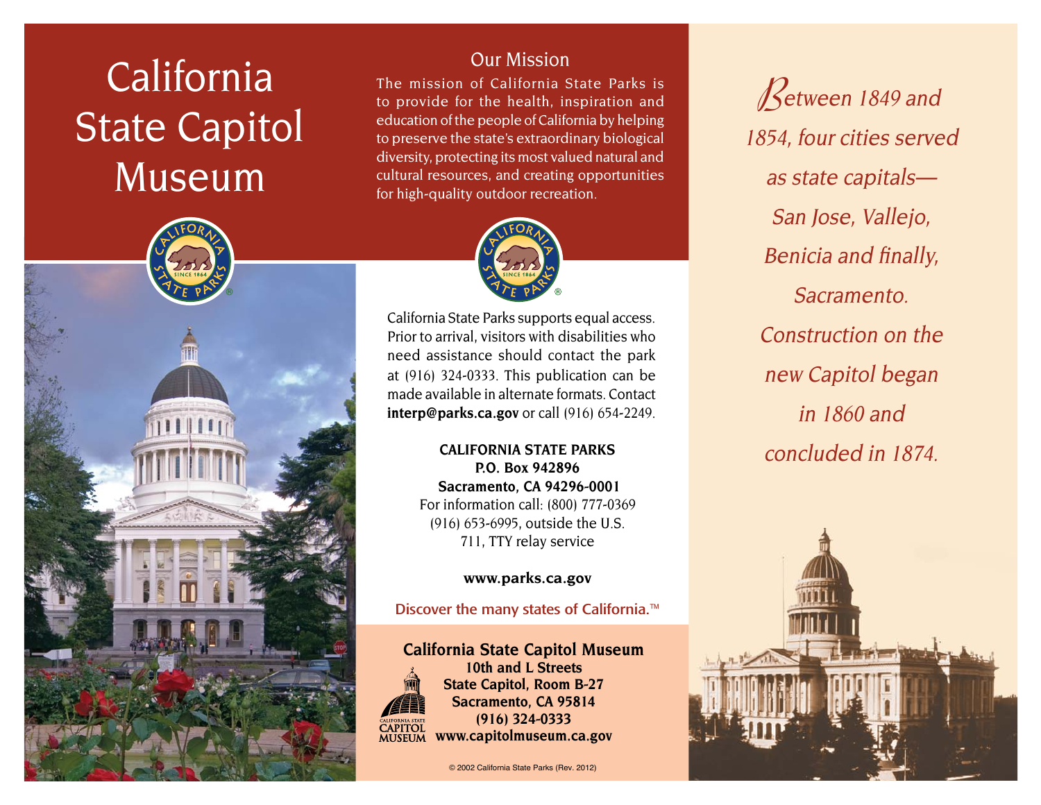# California State Capitol Museum

## Our Mission

The mission of California State Parks is to provide for the health, inspiration and education of the people of California by helping to preserve the state's extraordinary biological diversity, protecting its most valued natural and cultural resources, and creating opportunities for high-quality outdoor recreation.

California State Parks supports equal access. Prior to arrival, visitors with disabilities who need assistance should contact the park at (916) 324-0333. This publication can be made available in alternate formats. Contact **interp@parks.ca.gov** or call (916) 654-2249.

**CALIFORNIA STATE PARKS**
**P.O. Box 942896**
**Sacramento, CA 94296-0001**
For information call: (800) 777-0369
(916) 653-6995, outside the U.S.
711, TTY relay service

**www.parks.ca.gov**

Discover the many states of California.™

**California State Capitol Museum**
**10th and L Streets**
**State Capitol, Room B-27**
**Sacramento, CA 95814**
**(916) 324-0333**
**www.capitolmuseum.ca.gov**

© 2002 California State Parks (Rev. 2012)

*Between 1849 and 1854, four cities served as state capitals—San Jose, Vallejo, Benicia and finally, Sacramento. Construction on the new Capitol began in 1860 and concluded in 1874.*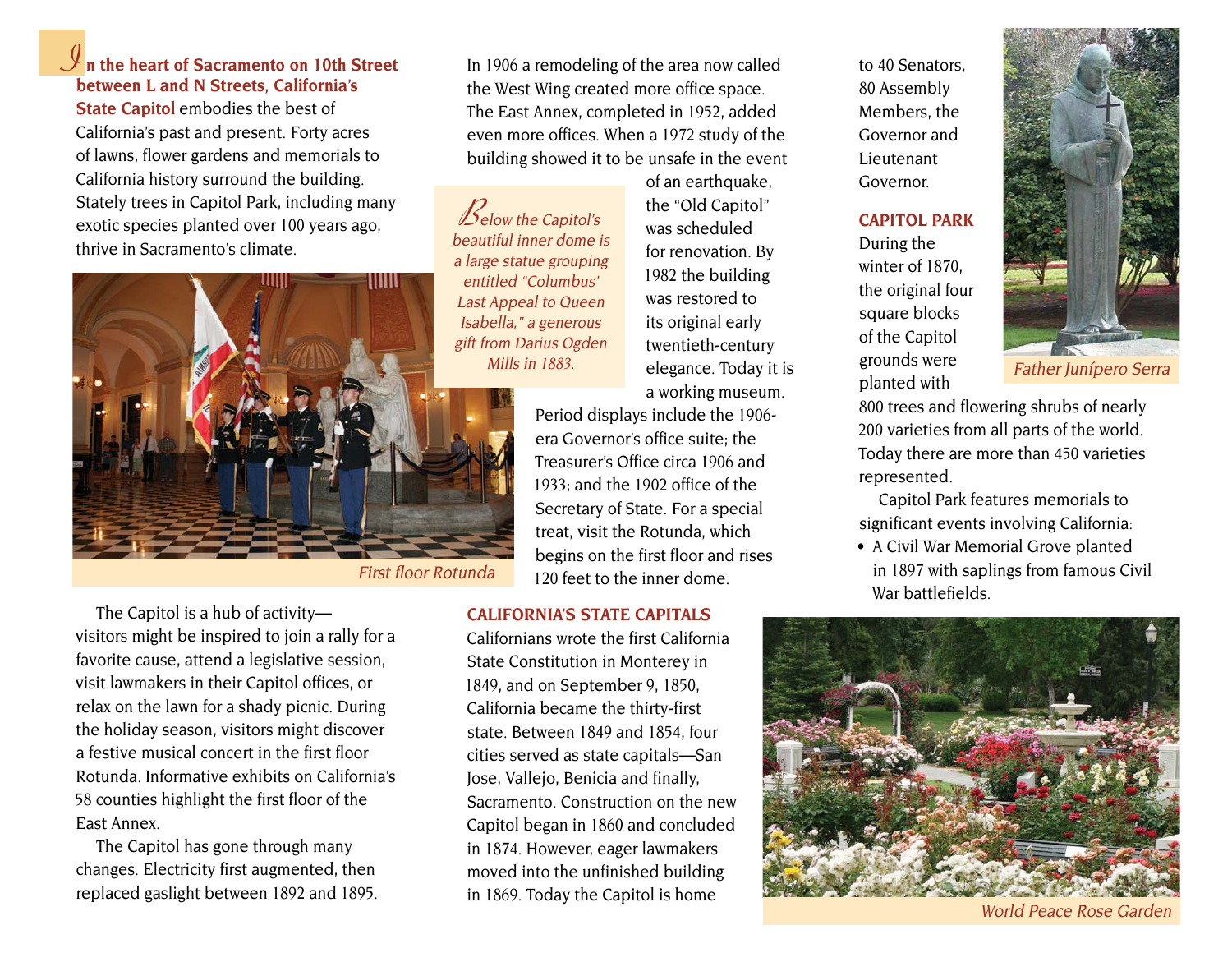**In the heart of Sacramento on 10th Street between L and N Streets, California's State Capitol** embodies the best of California's past and present. Forty acres of lawns, flower gardens and memorials to California history surround the building. Stately trees in Capitol Park, including many exotic species planted over 100 years ago, thrive in Sacramento's climate.

*First floor Rotunda*

The Capitol is a hub of activity—visitors might be inspired to join a rally for a favorite cause, attend a legislative session, visit lawmakers in their Capitol offices, or relax on the lawn for a shady picnic. During the holiday season, visitors might discover a festive musical concert in the first floor Rotunda. Informative exhibits on California's 58 counties highlight the first floor of the East Annex.

The Capitol has gone through many changes. Electricity first augmented, then replaced gaslight between 1892 and 1895. In 1906 a remodeling of the area now called the West Wing created more office space. The East Annex, completed in 1952, added even more offices. When a 1972 study of the building showed it to be unsafe in the event of an earthquake, the "Old Capitol" was scheduled for renovation. By 1982 the building was restored to its original early twentieth-century elegance. Today it is a working museum.

*Below the Capitol's beautiful inner dome is a large statue grouping entitled "Columbus' Last Appeal to Queen Isabella," a generous gift from Darius Ogden Mills in 1883.*

Period displays include the 1906-era Governor's office suite; the Treasurer's Office circa 1906 and 1933; and the 1902 office of the Secretary of State. For a special treat, visit the Rotunda, which begins on the first floor and rises 120 feet to the inner dome.

## CALIFORNIA'S STATE CAPITALS

Californians wrote the first California State Constitution in Monterey in 1849, and on September 9, 1850, California became the thirty-first state. Between 1849 and 1854, four cities served as state capitals—San Jose, Vallejo, Benicia and finally, Sacramento. Construction on the new Capitol began in 1860 and concluded in 1874. However, eager lawmakers moved into the unfinished building in 1869. Today the Capitol is home to 40 Senators, 80 Assembly Members, the Governor and Lieutenant Governor.

## CAPITOL PARK

During the winter of 1870, the original four square blocks of the Capitol grounds were planted with 800 trees and flowering shrubs of nearly 200 varieties from all parts of the world. Today there are more than 450 varieties represented.

*Father Junípero Serra*

Capitol Park features memorials to significant events involving California:

- A Civil War Memorial Grove planted in 1897 with saplings from famous Civil War battlefields.

*World Peace Rose Garden*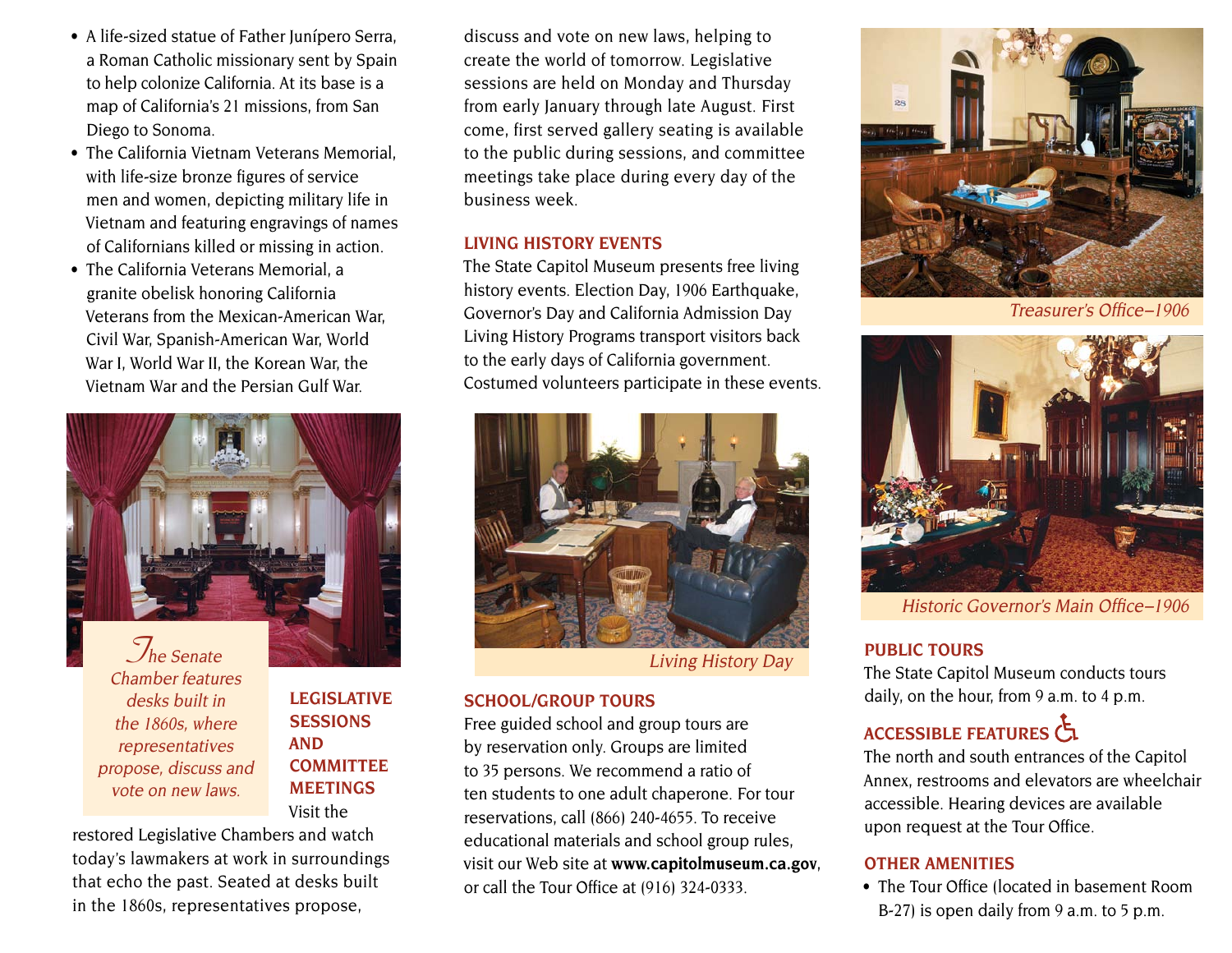- A life-sized statue of Father Junípero Serra, a Roman Catholic missionary sent by Spain to help colonize California. At its base is a map of California's 21 missions, from San Diego to Sonoma.
- The California Vietnam Veterans Memorial, with life-size bronze figures of service men and women, depicting military life in Vietnam and featuring engravings of names of Californians killed or missing in action.
- The California Veterans Memorial, a granite obelisk honoring California Veterans from the Mexican-American War, Civil War, Spanish-American War, World War I, World War II, the Korean War, the Vietnam War and the Persian Gulf War.

*The Senate Chamber features desks built in the 1860s, where representatives propose, discuss and vote on new laws.*

## LEGISLATIVE SESSIONS AND COMMITTEE MEETINGS

Visit the restored Legislative Chambers and watch today's lawmakers at work in surroundings that echo the past. Seated at desks built in the 1860s, representatives propose, discuss and vote on new laws, helping to create the world of tomorrow. Legislative sessions are held on Monday and Thursday from early January through late August. First come, first served gallery seating is available to the public during sessions, and committee meetings take place during every day of the business week.

## LIVING HISTORY EVENTS

The State Capitol Museum presents free living history events. Election Day, 1906 Earthquake, Governor's Day and California Admission Day Living History Programs transport visitors back to the early days of California government. Costumed volunteers participate in these events.

*Living History Day*

## SCHOOL/GROUP TOURS

Free guided school and group tours are by reservation only. Groups are limited to 35 persons. We recommend a ratio of ten students to one adult chaperone. For tour reservations, call (866) 240-4655. To receive educational materials and school group rules, visit our Web site at **www.capitolmuseum.ca.gov**, or call the Tour Office at (916) 324-0333.

*Treasurer's Office–1906*

*Historic Governor's Main Office–1906*

## PUBLIC TOURS

The State Capitol Museum conducts tours daily, on the hour, from 9 a.m. to 4 p.m.

## ACCESSIBLE FEATURES ♿

The north and south entrances of the Capitol Annex, restrooms and elevators are wheelchair accessible. Hearing devices are available upon request at the Tour Office.

## OTHER AMENITIES

- The Tour Office (located in basement Room B-27) is open daily from 9 a.m. to 5 p.m.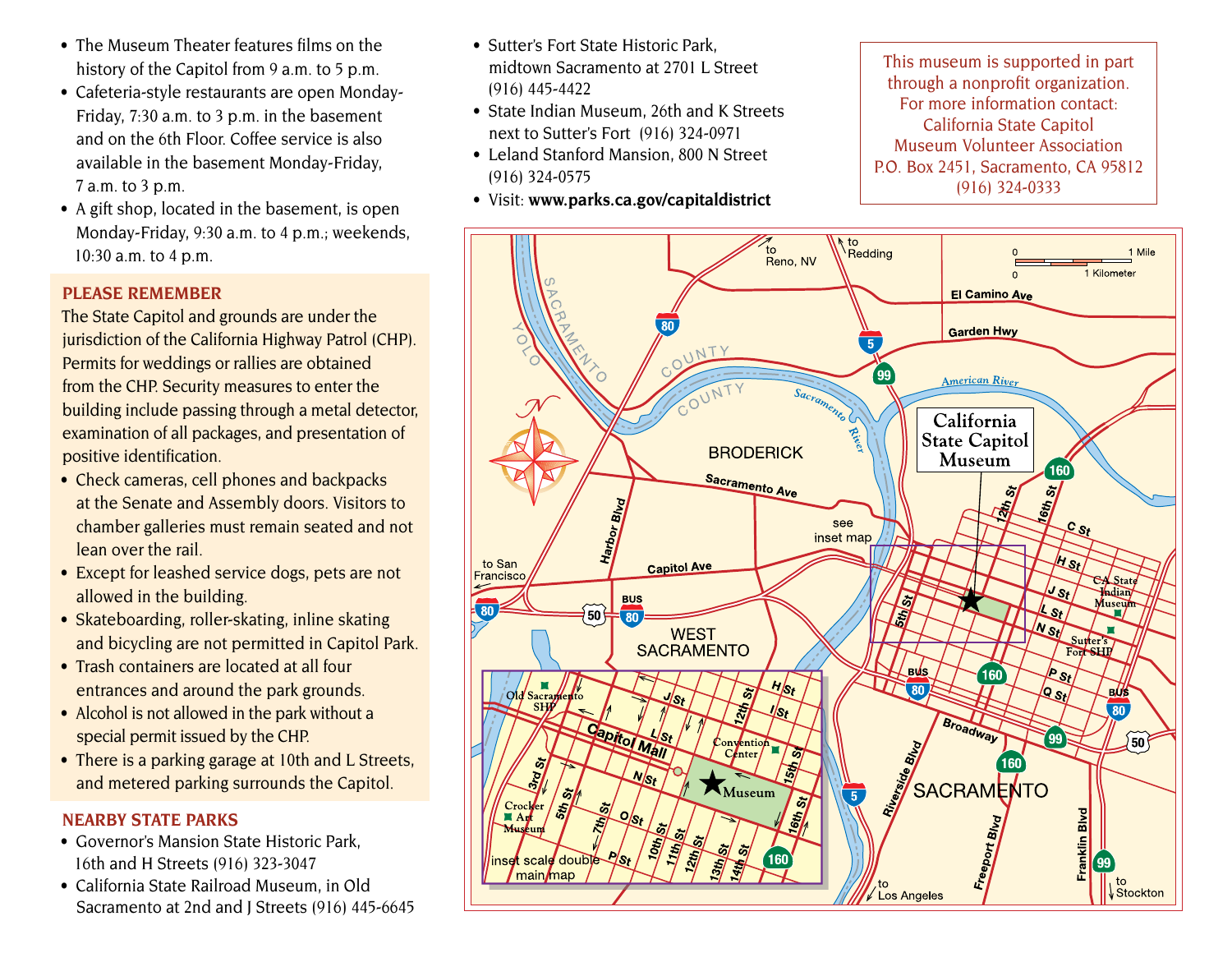- The Museum Theater features films on the history of the Capitol from 9 a.m. to 5 p.m.
- Cafeteria-style restaurants are open Monday-Friday, 7:30 a.m. to 3 p.m. in the basement and on the 6th Floor. Coffee service is also available in the basement Monday-Friday, 7 a.m. to 3 p.m.
- A gift shop, located in the basement, is open Monday-Friday, 9:30 a.m. to 4 p.m.; weekends, 10:30 a.m. to 4 p.m.

## PLEASE REMEMBER

The State Capitol and grounds are under the jurisdiction of the California Highway Patrol (CHP). Permits for weddings or rallies are obtained from the CHP. Security measures to enter the building include passing through a metal detector, examination of all packages, and presentation of positive identification.

- Check cameras, cell phones and backpacks at the Senate and Assembly doors. Visitors to chamber galleries must remain seated and not lean over the rail.
- Except for leashed service dogs, pets are not allowed in the building.
- Skateboarding, roller-skating, inline skating and bicycling are not permitted in Capitol Park.
- Trash containers are located at all four entrances and around the park grounds.
- Alcohol is not allowed in the park without a special permit issued by the CHP.
- There is a parking garage at 10th and L Streets, and metered parking surrounds the Capitol.

## NEARBY STATE PARKS

- Governor's Mansion State Historic Park, 16th and H Streets (916) 323-3047
- California State Railroad Museum, in Old Sacramento at 2nd and J Streets (916) 445-6645
- Sutter's Fort State Historic Park, midtown Sacramento at 2701 L Street (916) 445-4422
- State Indian Museum, 26th and K Streets next to Sutter's Fort (916) 324-0971
- Leland Stanford Mansion, 800 N Street (916) 324-0575
- Visit: **www.parks.ca.gov/capitaldistrict**

This museum is supported in part through a nonprofit organization. For more information contact:
California State Capitol Museum Volunteer Association
P.O. Box 2451, Sacramento, CA 95812
(916) 324-0333